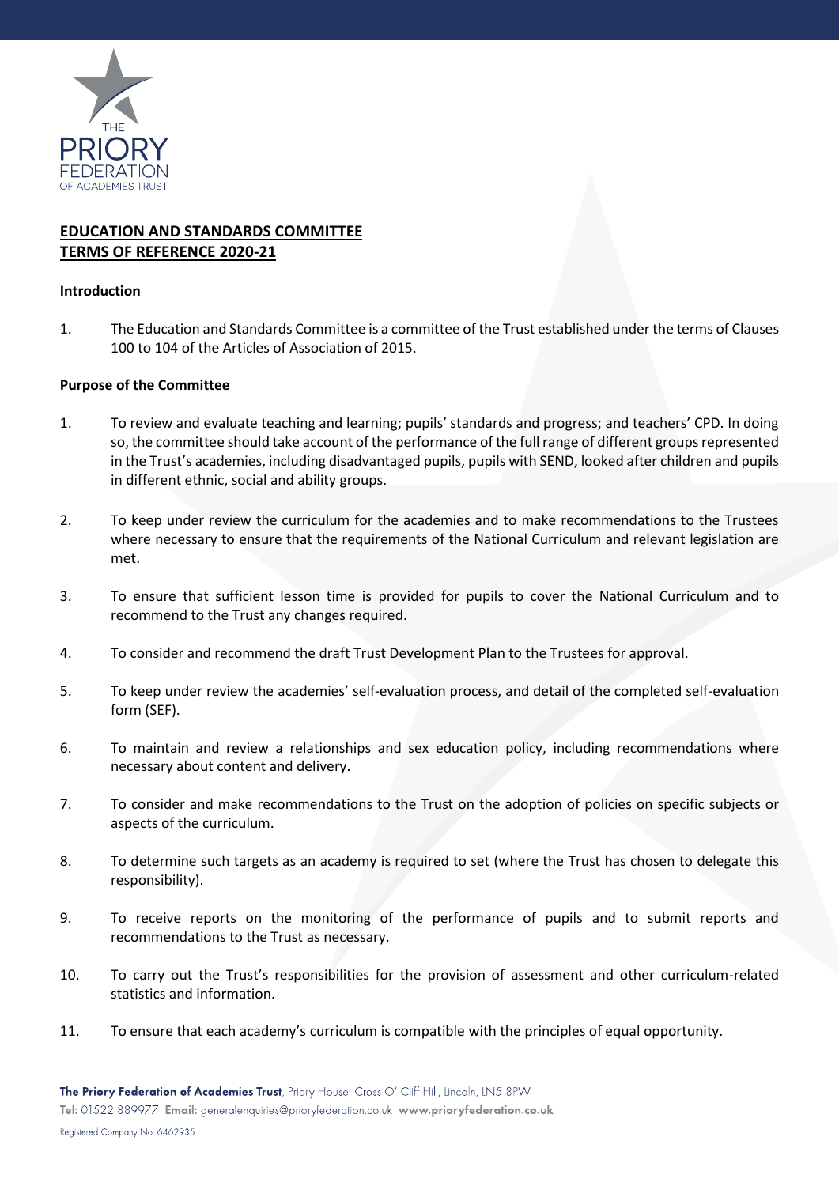## EDUCATION AND STANDARDS COMMITTEE
## TERMS OF REFERENCE 2020-21

### Introduction

1. The Education and Standards Committee is a committee of the Trust established under the terms of Clauses 100 to 104 of the Articles of Association of 2015.

### Purpose of the Committee

1. To review and evaluate teaching and learning; pupils' standards and progress; and teachers' CPD. In doing so, the committee should take account of the performance of the full range of different groups represented in the Trust's academies, including disadvantaged pupils, pupils with SEND, looked after children and pupils in different ethnic, social and ability groups.

2. To keep under review the curriculum for the academies and to make recommendations to the Trustees where necessary to ensure that the requirements of the National Curriculum and relevant legislation are met.

3. To ensure that sufficient lesson time is provided for pupils to cover the National Curriculum and to recommend to the Trust any changes required.

4. To consider and recommend the draft Trust Development Plan to the Trustees for approval.

5. To keep under review the academies' self-evaluation process, and detail of the completed self-evaluation form (SEF).

6. To maintain and review a relationships and sex education policy, including recommendations where necessary about content and delivery.

7. To consider and make recommendations to the Trust on the adoption of policies on specific subjects or aspects of the curriculum.

8. To determine such targets as an academy is required to set (where the Trust has chosen to delegate this responsibility).

9. To receive reports on the monitoring of the performance of pupils and to submit reports and recommendations to the Trust as necessary.

10. To carry out the Trust's responsibilities for the provision of assessment and other curriculum-related statistics and information.

11. To ensure that each academy's curriculum is compatible with the principles of equal opportunity.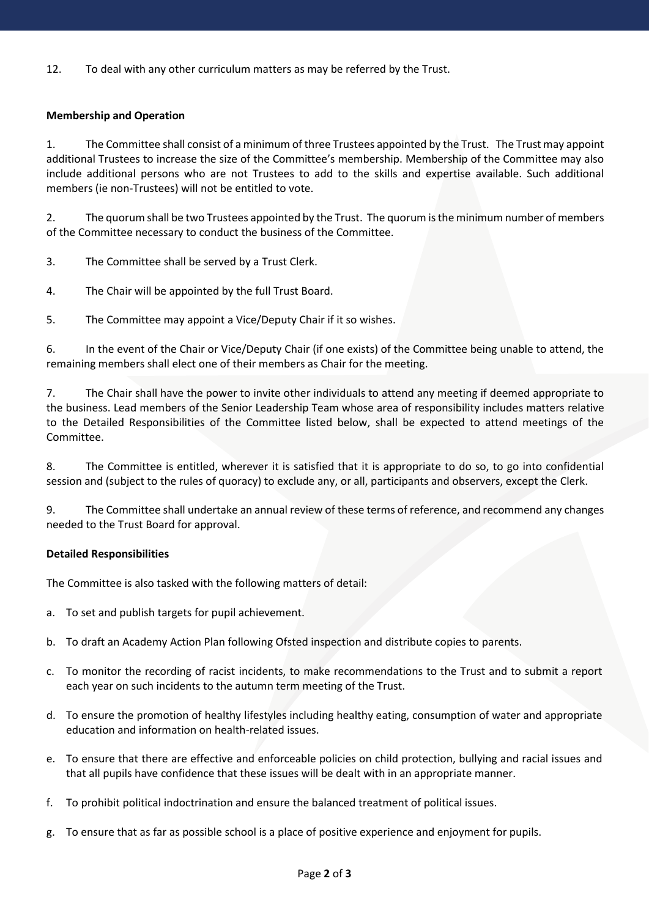12. To deal with any other curriculum matters as may be referred by the Trust.

**Membership and Operation**

1. The Committee shall consist of a minimum of three Trustees appointed by the Trust. The Trust may appoint additional Trustees to increase the size of the Committee's membership. Membership of the Committee may also include additional persons who are not Trustees to add to the skills and expertise available. Such additional members (ie non-Trustees) will not be entitled to vote.

2. The quorum shall be two Trustees appointed by the Trust. The quorum is the minimum number of members of the Committee necessary to conduct the business of the Committee.

3. The Committee shall be served by a Trust Clerk.

4. The Chair will be appointed by the full Trust Board.

5. The Committee may appoint a Vice/Deputy Chair if it so wishes.

6. In the event of the Chair or Vice/Deputy Chair (if one exists) of the Committee being unable to attend, the remaining members shall elect one of their members as Chair for the meeting.

7. The Chair shall have the power to invite other individuals to attend any meeting if deemed appropriate to the business. Lead members of the Senior Leadership Team whose area of responsibility includes matters relative to the Detailed Responsibilities of the Committee listed below, shall be expected to attend meetings of the Committee.

8. The Committee is entitled, wherever it is satisfied that it is appropriate to do so, to go into confidential session and (subject to the rules of quoracy) to exclude any, or all, participants and observers, except the Clerk.

9. The Committee shall undertake an annual review of these terms of reference, and recommend any changes needed to the Trust Board for approval.

**Detailed Responsibilities**

The Committee is also tasked with the following matters of detail:

a. To set and publish targets for pupil achievement.

b. To draft an Academy Action Plan following Ofsted inspection and distribute copies to parents.

c. To monitor the recording of racist incidents, to make recommendations to the Trust and to submit a report each year on such incidents to the autumn term meeting of the Trust.

d. To ensure the promotion of healthy lifestyles including healthy eating, consumption of water and appropriate education and information on health-related issues.

e. To ensure that there are effective and enforceable policies on child protection, bullying and racial issues and that all pupils have confidence that these issues will be dealt with in an appropriate manner.

f. To prohibit political indoctrination and ensure the balanced treatment of political issues.

g. To ensure that as far as possible school is a place of positive experience and enjoyment for pupils.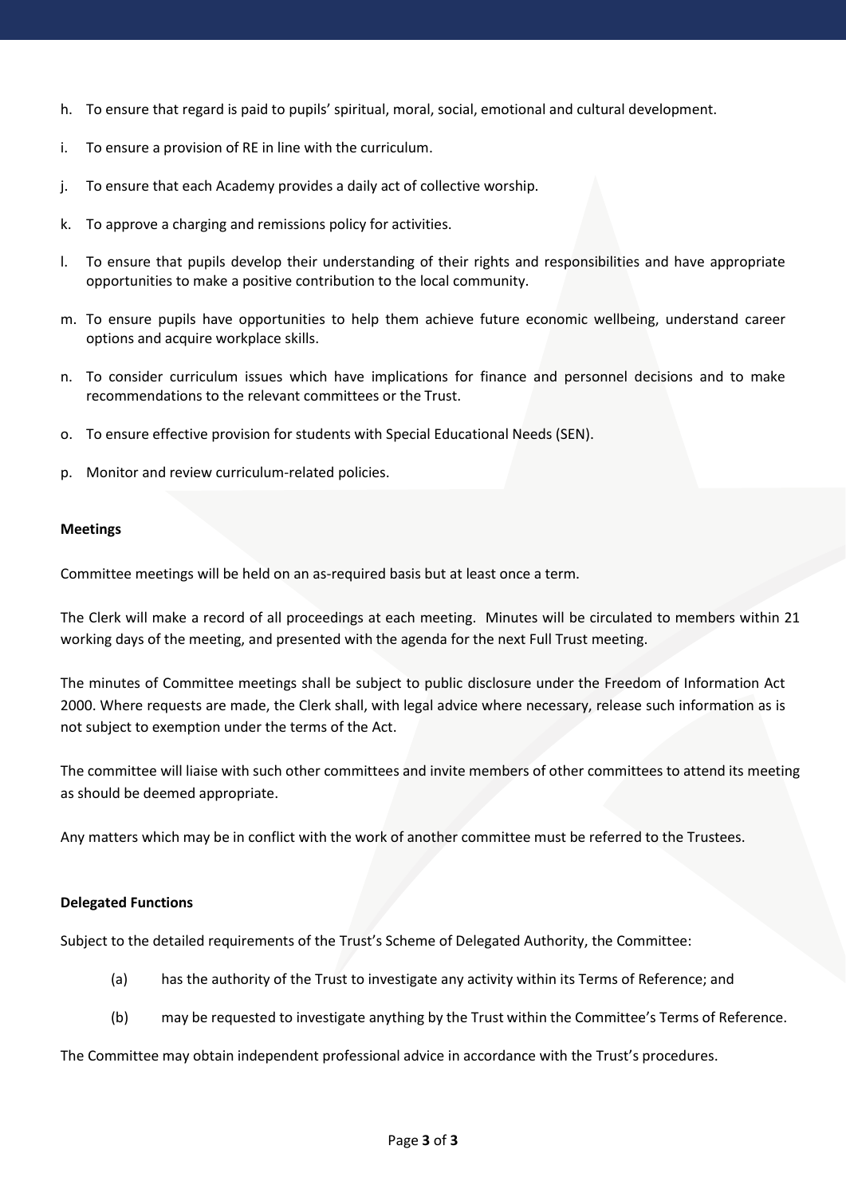h. To ensure that regard is paid to pupils' spiritual, moral, social, emotional and cultural development.

i. To ensure a provision of RE in line with the curriculum.

j. To ensure that each Academy provides a daily act of collective worship.

k. To approve a charging and remissions policy for activities.

l. To ensure that pupils develop their understanding of their rights and responsibilities and have appropriate opportunities to make a positive contribution to the local community.

m. To ensure pupils have opportunities to help them achieve future economic wellbeing, understand career options and acquire workplace skills.

n. To consider curriculum issues which have implications for finance and personnel decisions and to make recommendations to the relevant committees or the Trust.

o. To ensure effective provision for students with Special Educational Needs (SEN).

p. Monitor and review curriculum-related policies.

**Meetings**

Committee meetings will be held on an as-required basis but at least once a term.

The Clerk will make a record of all proceedings at each meeting. Minutes will be circulated to members within 21 working days of the meeting, and presented with the agenda for the next Full Trust meeting.

The minutes of Committee meetings shall be subject to public disclosure under the Freedom of Information Act 2000. Where requests are made, the Clerk shall, with legal advice where necessary, release such information as is not subject to exemption under the terms of the Act.

The committee will liaise with such other committees and invite members of other committees to attend its meeting as should be deemed appropriate.

Any matters which may be in conflict with the work of another committee must be referred to the Trustees.

**Delegated Functions**

Subject to the detailed requirements of the Trust's Scheme of Delegated Authority, the Committee:

(a) has the authority of the Trust to investigate any activity within its Terms of Reference; and

(b) may be requested to investigate anything by the Trust within the Committee's Terms of Reference.

The Committee may obtain independent professional advice in accordance with the Trust's procedures.